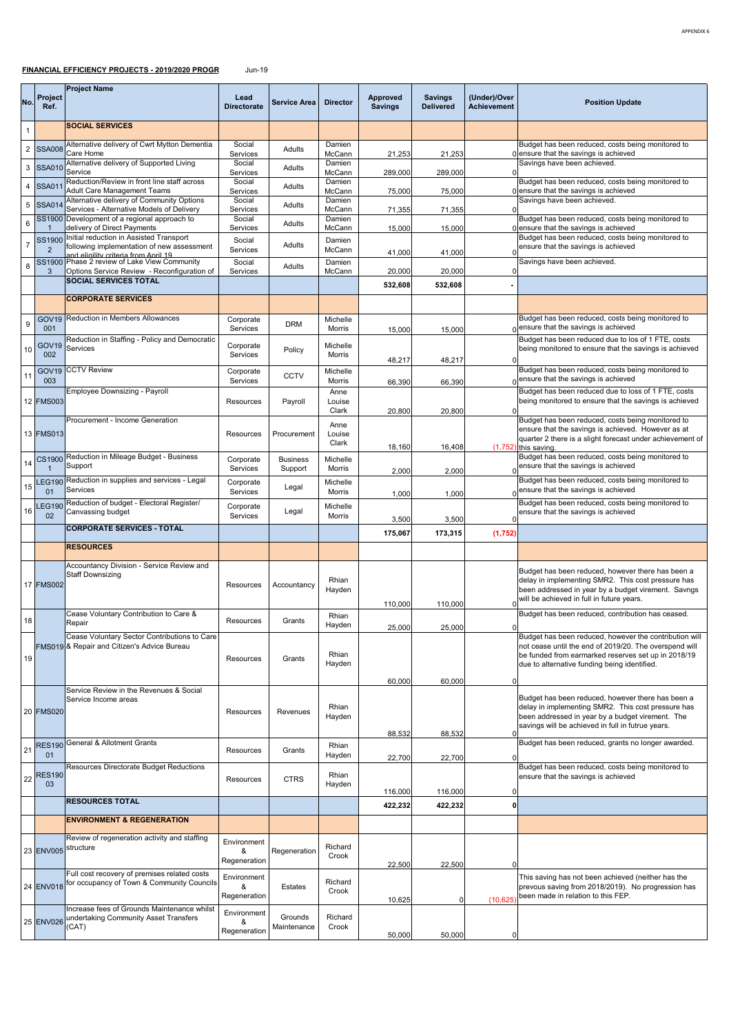APPENDIX 6

**FINANCIAL EFFICIENCY PROJECTS - 2019/2020 PROGR** Jun-19

| No. | Project Ref. | Project Name | Lead Directorate | Service Area | Director | Approved Savings | Savings Delivered | (Under)/Over Achievement | Position Update |
|---|---|---|---|---|---|---|---|---|---|
| 1 | | **SOCIAL SERVICES** | | | | | | | |
| 2 | SSA008 | Alternative delivery of Cwrt Mytton Dementia Care Home | Social Services | Adults | Damien McCann | 21,253 | 21,253 | 0 | Budget has been reduced, costs being monitored to ensure that the savings is achieved |
| 3 | SSA010 | Alternative delivery of Supported Living Service | Social Services | Adults | Damien McCann | 289,000 | 289,000 | 0 | Savings have been achieved. |
| 4 | SSA011 | Reduction/Review in front line staff across Adult Care Management Teams | Social Services | Adults | Damien McCann | 75,000 | 75,000 | 0 | Budget has been reduced, costs being monitored to ensure that the savings is achieved |
| 5 | SSA014 | Alternative delivery of Community Options Services - Alternative Models of Delivery | Social Services | Adults | Damien McCann | 71,355 | 71,355 | 0 | Savings have been achieved. |
| 6 | SS19001 | Development of a regional approach to delivery of Direct Payments | Social Services | Adults | Damien McCann | 15,000 | 15,000 | 0 | Budget has been reduced, costs being monitored to ensure that the savings is achieved |
| 7 | SS19002 | Initial reduction in Assisted Transport following implementation of new assessment and eligility criteria from April 19 | Social Services | Adults | Damien McCann | 41,000 | 41,000 | 0 | Budget has been reduced, costs being monitored to ensure that the savings is achieved |
| 8 | SS19003 | Phase 2 review of Lake View Community Options Service Review - Reconfiguration of | Social Services | Adults | Damien McCann | 20,000 | 20,000 | 0 | Savings have been achieved. |
| | | **SOCIAL SERVICES TOTAL** | | | | **532,608** | **532,608** | **-** | |
| | | **CORPORATE SERVICES** | | | | | | | |
| 9 | GOV19001 | Reduction in Members Allowances | Corporate Services | DRM | Michelle Morris | 15,000 | 15,000 | 0 | Budget has been reduced, costs being monitored to ensure that the savings is achieved |
| 10 | GOV19002 | Reduction in Staffing - Policy and Democratic Services | Corporate Services | Policy | Michelle Morris | 48,217 | 48,217 | 0 | Budget has been reduced due to los of 1 FTE, costs being monitored to ensure that the savings is achieved |
| 11 | GOV19003 | CCTV Review | Corporate Services | CCTV | Michelle Morris | 66,390 | 66,390 | 0 | Budget has been reduced, costs being monitored to ensure that the savings is achieved |
| 12 | FMS003 | Employee Downsizing - Payroll | Resources | Payroll | Anne Louise Clark | 20,800 | 20,800 | 0 | Budget has been reduced due to loss of 1 FTE, costs being monitored to ensure that the savings is achieved |
| 13 | FMS013 | Procurement - Income Generation | Resources | Procurement | Anne Louise Clark | 18,160 | 16,408 | (1,752) | Budget has been reduced, costs being monitored to ensure that the savings is achieved. However as at quarter 2 there is a slight forecast under achievement of this saving. |
| 14 | CS19001 | Reduction in Mileage Budget - Business Support | Corporate Services | Business Support | Michelle Morris | 2,000 | 2,000 | 0 | Budget has been reduced, costs being monitored to ensure that the savings is achieved |
| 15 | LEG19001 | Reduction in supplies and services - Legal Services | Corporate Services | Legal | Michelle Morris | 1,000 | 1,000 | 0 | Budget has been reduced, costs being monitored to ensure that the savings is achieved |
| 16 | LEG19002 | Reduction of budget - Electoral Register/ Canvassing budget | Corporate Services | Legal | Michelle Morris | 3,500 | 3,500 | 0 | Budget has been reduced, costs being monitored to ensure that the savings is achieved |
| | | **CORPORATE SERVICES - TOTAL** | | | | **175,067** | **173,315** | **(1,752)** | |
| | | **RESOURCES** | | | | | | | |
| 17 | FMS002 | Accountancy Division - Service Review and Staff Downsizing | Resources | Accountancy | Rhian Hayden | 110,000 | 110,000 | 0 | Budget has been reduced, however there has been a delay in implementing SMR2. This cost pressure has been addressed in year by a budget virement. Savngs will be achieved in full in future years. |
| 18 | FMS019 | Cease Voluntary Contribution to Care & Repair | Resources | Grants | Rhian Hayden | 25,000 | 25,000 | 0 | Budget has been reduced, contribution has ceased. |
| 19 | | Cease Voluntary Sector Contributions to Care & Repair and Citizen's Advice Bureau | Resources | Grants | Rhian Hayden | 60,000 | 60,000 | 0 | Budget has been reduced, however the contribution will not cease until the end of 2019/20. The overspend will be funded from earmarked reserves set up in 2018/19 due to alternative funding being identified. |
| 20 | FMS020 | Service Review in the Revenues & Social Service Income areas | Resources | Revenues | Rhian Hayden | 88,532 | 88,532 | 0 | Budget has been reduced, however there has been a delay in implementing SMR2. This cost pressure has been addressed in year by a budget virement. The savings will be achieved in full in futrue years. |
| 21 | RES19001 | General & Allotment Grants | Resources | Grants | Rhian Hayden | 22,700 | 22,700 | 0 | Budget has been reduced, grants no longer awarded. |
| 22 | RES19003 | Resources Directorate Budget Reductions | Resources | CTRS | Rhian Hayden | 116,000 | 116,000 | 0 | Budget has been reduced, costs being monitored to ensure that the savings is achieved |
| | | **RESOURCES TOTAL** | | | | **422,232** | **422,232** | **0** | |
| | | **ENVIRONMENT & REGENERATION** | | | | | | | |
| 23 | ENV005 | Review of regeneration activity and staffing structure | Environment & Regeneration | Regeneration | Richard Crook | 22,500 | 22,500 | 0 | |
| 24 | ENV018 | Full cost recovery of premises related costs for occupancy of Town & Community Councils | Environment & Regeneration | Estates | Richard Crook | 10,625 | 0 | (10,625) | This saving has not been achieved (neither has the prevous saving from 2018/2019). No progression has been made in relation to this FEP. |
| 25 | ENV026 | Increase fees of Grounds Maintenance whilst undertaking Community Asset Transfers (CAT) | Environment & Regeneration | Grounds Maintenance | Richard Crook | 50,000 | 50,000 | 0 | |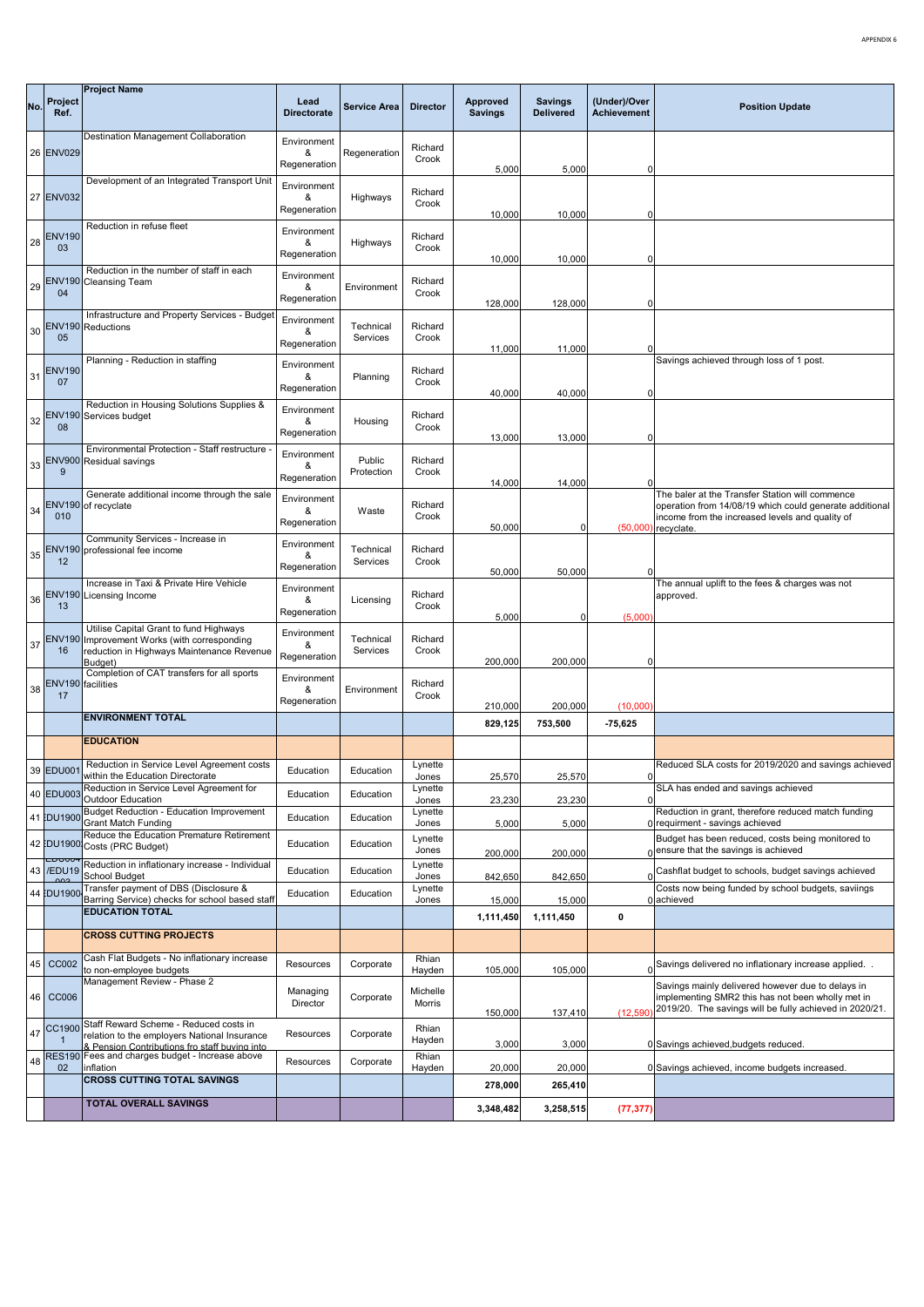| No. | Project Ref. | Project Name | Lead Directorate | Service Area | Director | Approved Savings | Savings Delivered | (Under)/Over Achievement | Position Update |
|---|---|---|---|---|---|---|---|---|---|
| 26 | ENV029 | Destination Management Collaboration | Environment & Regeneration | Regeneration | Richard Crook | 5,000 | 5,000 | 0 | |
| 27 | ENV032 | Development of an Integrated Transport Unit | Environment & Regeneration | Highways | Richard Crook | 10,000 | 10,000 | 0 | |
| 28 | ENV19003 | Reduction in refuse fleet | Environment & Regeneration | Highways | Richard Crook | 10,000 | 10,000 | 0 | |
| 29 | ENV19004 | Reduction in the number of staff in each Cleansing Team | Environment & Regeneration | Environment | Richard Crook | 128,000 | 128,000 | 0 | |
| 30 | ENV19005 | Infrastructure and Property Services - Budget Reductions | Environment & Regeneration | Technical Services | Richard Crook | 11,000 | 11,000 | 0 | |
| 31 | ENV19007 | Planning - Reduction in staffing | Environment & Regeneration | Planning | Richard Crook | 40,000 | 40,000 | 0 | Savings achieved through loss of 1 post. |
| 32 | ENV19008 | Reduction in Housing Solutions Supplies & Services budget | Environment & Regeneration | Housing | Richard Crook | 13,000 | 13,000 | 0 | |
| 33 | ENV9009 | Environmental Protection - Staff restructure - Residual savings | Environment & Regeneration | Public Protection | Richard Crook | 14,000 | 14,000 | 0 | |
| 34 | ENV190010 | Generate additional income through the sale of recyclate | Environment & Regeneration | Waste | Richard Crook | 50,000 | 0 | (50,000) | The baler at the Transfer Station will commence operation from 14/08/19 which could generate additional income from the increased levels and quality of recyclate. |
| 35 | ENV19012 | Community Services - Increase in professional fee income | Environment & Regeneration | Technical Services | Richard Crook | 50,000 | 50,000 | 0 | |
| 36 | ENV19013 | Increase in Taxi & Private Hire Vehicle Licensing Income | Environment & Regeneration | Licensing | Richard Crook | 5,000 | 0 | (5,000) | The annual uplift to the fees & charges was not approved. |
| 37 | ENV19016 | Utilise Capital Grant to fund Highways Improvement Works (with corresponding reduction in Highways Maintenance Revenue Budget) | Environment & Regeneration | Technical Services | Richard Crook | 200,000 | 200,000 | 0 | |
| 38 | ENV19017 | Completion of CAT transfers for all sports facilities | Environment & Regeneration | Environment | Richard Crook | 210,000 | 200,000 | (10,000) | |
| | | **ENVIRONMENT TOTAL** | | | | **829,125** | **753,500** | **-75,625** | |
| | | **EDUCATION** | | | | | | | |
| 39 | EDU001 | Reduction in Service Level Agreement costs within the Education Directorate | Education | Education | Lynette Jones | 25,570 | 25,570 | 0 | Reduced SLA costs for 2019/2020 and savings achieved |
| 40 | EDU003 | Reduction in Service Level Agreement for Outdoor Education | Education | Education | Lynette Jones | 23,230 | 23,230 | 0 | SLA has ended and savings achieved |
| 41 | EDU1900 | Budget Reduction - Education Improvement Grant Match Funding | Education | Education | Lynette Jones | 5,000 | 5,000 | 0 | Reduction in grant, therefore reduced match funding requirment - savings achieved |
| 42 | EDU1900 | Reduce the Education Premature Retirement Costs (PRC Budget) | Education | Education | Lynette Jones | 200,000 | 200,000 | 0 | Budget has been reduced, costs being monitored to ensure that the savings is achieved |
| 43 | EDU004/EDU19003 | Reduction in inflationary increase - Individual School Budget | Education | Education | Lynette Jones | 842,650 | 842,650 | 0 | Cashflat budget to schools, budget savings achieved |
| 44 | EDU1900 | Transfer payment of DBS (Disclosure & Barring Service) checks for school based staff | Education | Education | Lynette Jones | 15,000 | 15,000 | 0 | Costs now being funded by school budgets, saviings achieved |
| | | **EDUCATION TOTAL** | | | | **1,111,450** | **1,111,450** | **0** | |
| | | **CROSS CUTTING PROJECTS** | | | | | | | |
| 45 | CC002 | Cash Flat Budgets - No inflationary increase to non-employee budgets | Resources | Corporate | Rhian Hayden | 105,000 | 105,000 | 0 | Savings delivered no inflationary increase applied. . |
| 46 | CC006 | Management Review - Phase 2 | Managing Director | Corporate | Michelle Morris | 150,000 | 137,410 | (12,590) | Savings mainly delivered however due to delays in implementing SMR2 this has not been wholly met in 2019/20. The savings will be fully achieved in 2020/21. |
| 47 | CC19001 | Staff Reward Scheme - Reduced costs in relation to the employers National Insurance & Pension Contributions fro staff buying into | Resources | Corporate | Rhian Hayden | 3,000 | 3,000 | 0 | Savings achieved,budgets reduced. |
| 48 | RES19002 | Fees and charges budget - Increase above inflation | Resources | Corporate | Rhian Hayden | 20,000 | 20,000 | 0 | Savings achieved, income budgets increased. |
| | | **CROSS CUTTING TOTAL SAVINGS** | | | | **278,000** | **265,410** | | |
| | | **TOTAL OVERALL SAVINGS** | | | | **3,348,482** | **3,258,515** | **(77,377)** | |